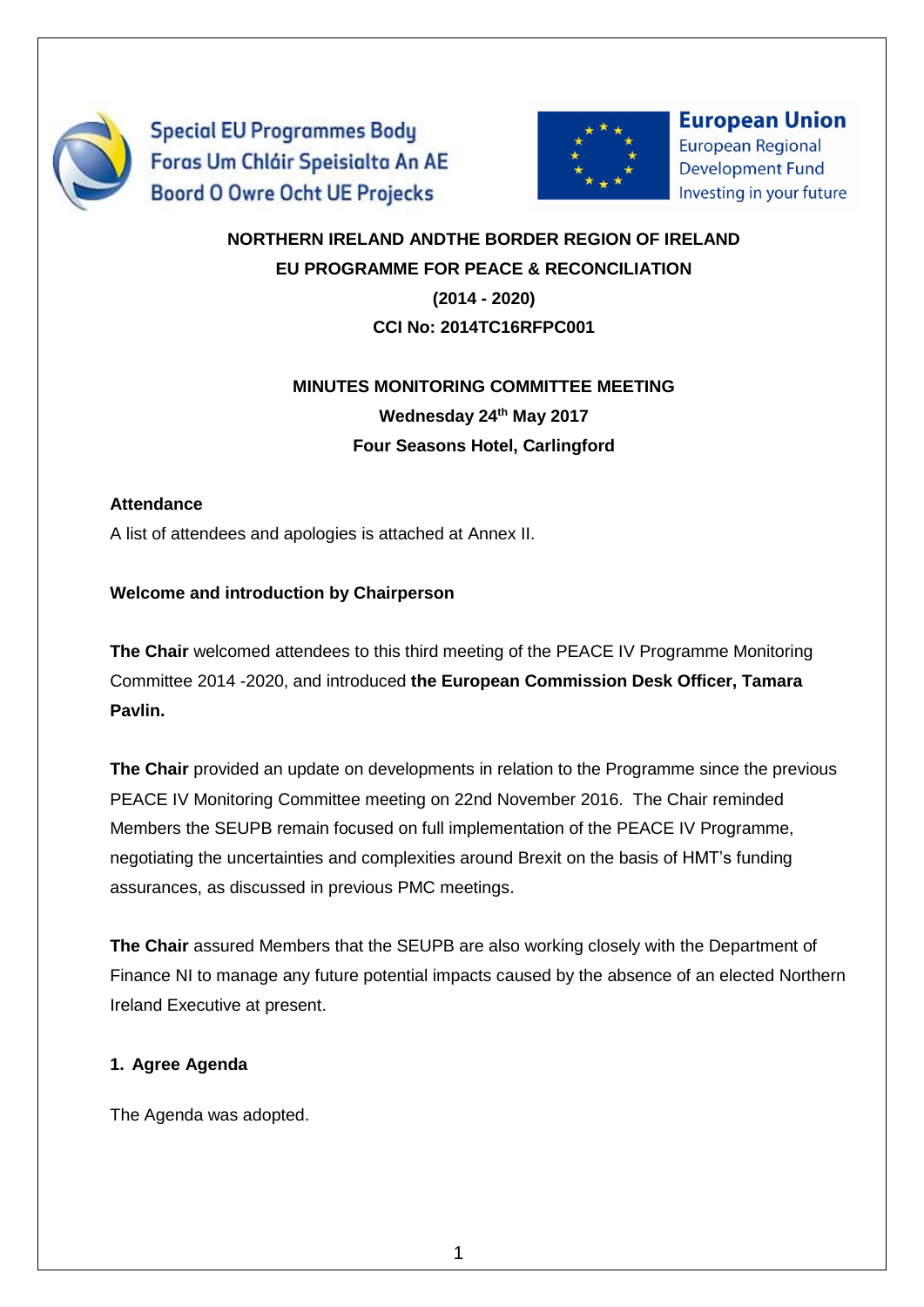Special EU Programmes Body
Foras Um Chláir Speisialta An AE
Boord O Owre Ocht UE Projecks

**European Union**
European Regional Development Fund
Investing in your future

**NORTHERN IRELAND ANDTHE BORDER REGION OF IRELAND**
**EU PROGRAMME FOR PEACE & RECONCILIATION**
**(2014 - 2020)**
**CCI No: 2014TC16RFPC001**

**MINUTES MONITORING COMMITTEE MEETING**
**Wednesday 24th May 2017**
**Four Seasons Hotel, Carlingford**

**Attendance**

A list of attendees and apologies is attached at Annex II.

**Welcome and introduction by Chairperson**

**The Chair** welcomed attendees to this third meeting of the PEACE IV Programme Monitoring Committee 2014 -2020, and introduced **the European Commission Desk Officer, Tamara Pavlin.**

**The Chair** provided an update on developments in relation to the Programme since the previous PEACE IV Monitoring Committee meeting on 22nd November 2016. The Chair reminded Members the SEUPB remain focused on full implementation of the PEACE IV Programme, negotiating the uncertainties and complexities around Brexit on the basis of HMT's funding assurances, as discussed in previous PMC meetings.

**The Chair** assured Members that the SEUPB are also working closely with the Department of Finance NI to manage any future potential impacts caused by the absence of an elected Northern Ireland Executive at present.

**1. Agree Agenda**

The Agenda was adopted.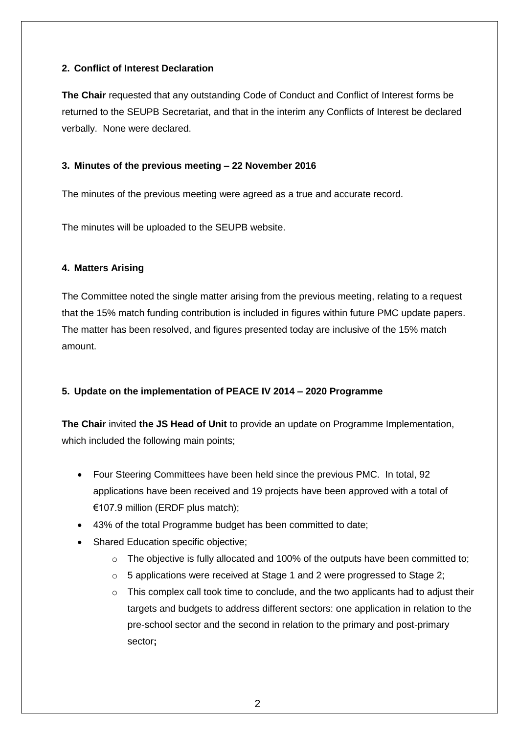## 2. Conflict of Interest Declaration

**The Chair** requested that any outstanding Code of Conduct and Conflict of Interest forms be returned to the SEUPB Secretariat, and that in the interim any Conflicts of Interest be declared verbally. None were declared.

## 3. Minutes of the previous meeting – 22 November 2016

The minutes of the previous meeting were agreed as a true and accurate record.

The minutes will be uploaded to the SEUPB website.

## 4. Matters Arising

The Committee noted the single matter arising from the previous meeting, relating to a request that the 15% match funding contribution is included in figures within future PMC update papers. The matter has been resolved, and figures presented today are inclusive of the 15% match amount.

## 5. Update on the implementation of PEACE IV 2014 – 2020 Programme

**The Chair** invited **the JS Head of Unit** to provide an update on Programme Implementation, which included the following main points;

- Four Steering Committees have been held since the previous PMC. In total, 92 applications have been received and 19 projects have been approved with a total of €107.9 million (ERDF plus match);
- 43% of the total Programme budget has been committed to date;
- Shared Education specific objective;
    - The objective is fully allocated and 100% of the outputs have been committed to;
    - 5 applications were received at Stage 1 and 2 were progressed to Stage 2;
    - This complex call took time to conclude, and the two applicants had to adjust their targets and budgets to address different sectors: one application in relation to the pre-school sector and the second in relation to the primary and post-primary sector**;**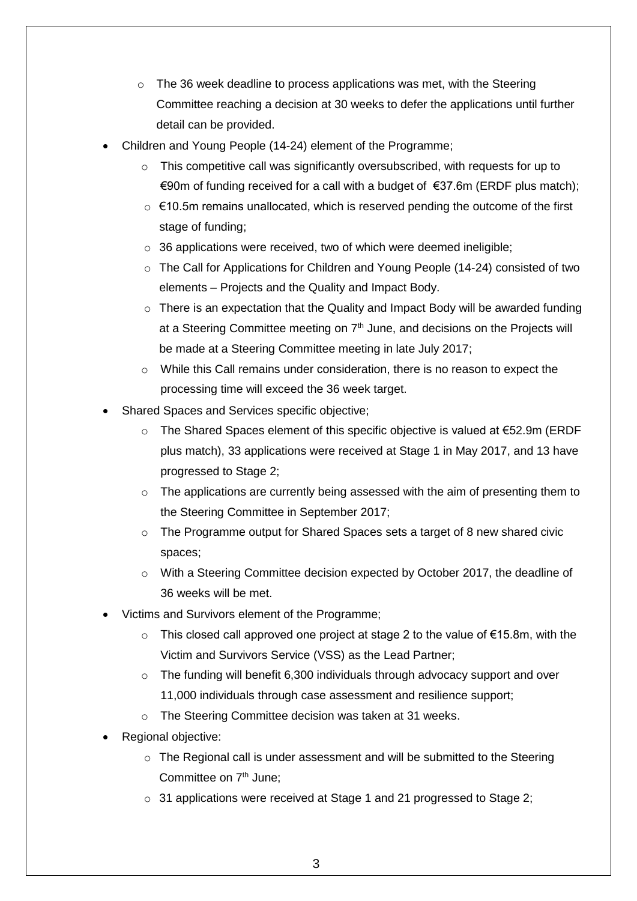- The 36 week deadline to process applications was met, with the Steering Committee reaching a decision at 30 weeks to defer the applications until further detail can be provided.
- Children and Young People (14-24) element of the Programme;
  - This competitive call was significantly oversubscribed, with requests for up to €90m of funding received for a call with a budget of €37.6m (ERDF plus match);
  - €10.5m remains unallocated, which is reserved pending the outcome of the first stage of funding;
  - 36 applications were received, two of which were deemed ineligible;
  - The Call for Applications for Children and Young People (14-24) consisted of two elements – Projects and the Quality and Impact Body.
  - There is an expectation that the Quality and Impact Body will be awarded funding at a Steering Committee meeting on 7th June, and decisions on the Projects will be made at a Steering Committee meeting in late July 2017;
  - While this Call remains under consideration, there is no reason to expect the processing time will exceed the 36 week target.
- Shared Spaces and Services specific objective;
  - The Shared Spaces element of this specific objective is valued at €52.9m (ERDF plus match), 33 applications were received at Stage 1 in May 2017, and 13 have progressed to Stage 2;
  - The applications are currently being assessed with the aim of presenting them to the Steering Committee in September 2017;
  - The Programme output for Shared Spaces sets a target of 8 new shared civic spaces;
  - With a Steering Committee decision expected by October 2017, the deadline of 36 weeks will be met.
- Victims and Survivors element of the Programme;
  - This closed call approved one project at stage 2 to the value of €15.8m, with the Victim and Survivors Service (VSS) as the Lead Partner;
  - The funding will benefit 6,300 individuals through advocacy support and over 11,000 individuals through case assessment and resilience support;
  - The Steering Committee decision was taken at 31 weeks.
- Regional objective:
  - The Regional call is under assessment and will be submitted to the Steering Committee on 7th June;
  - 31 applications were received at Stage 1 and 21 progressed to Stage 2;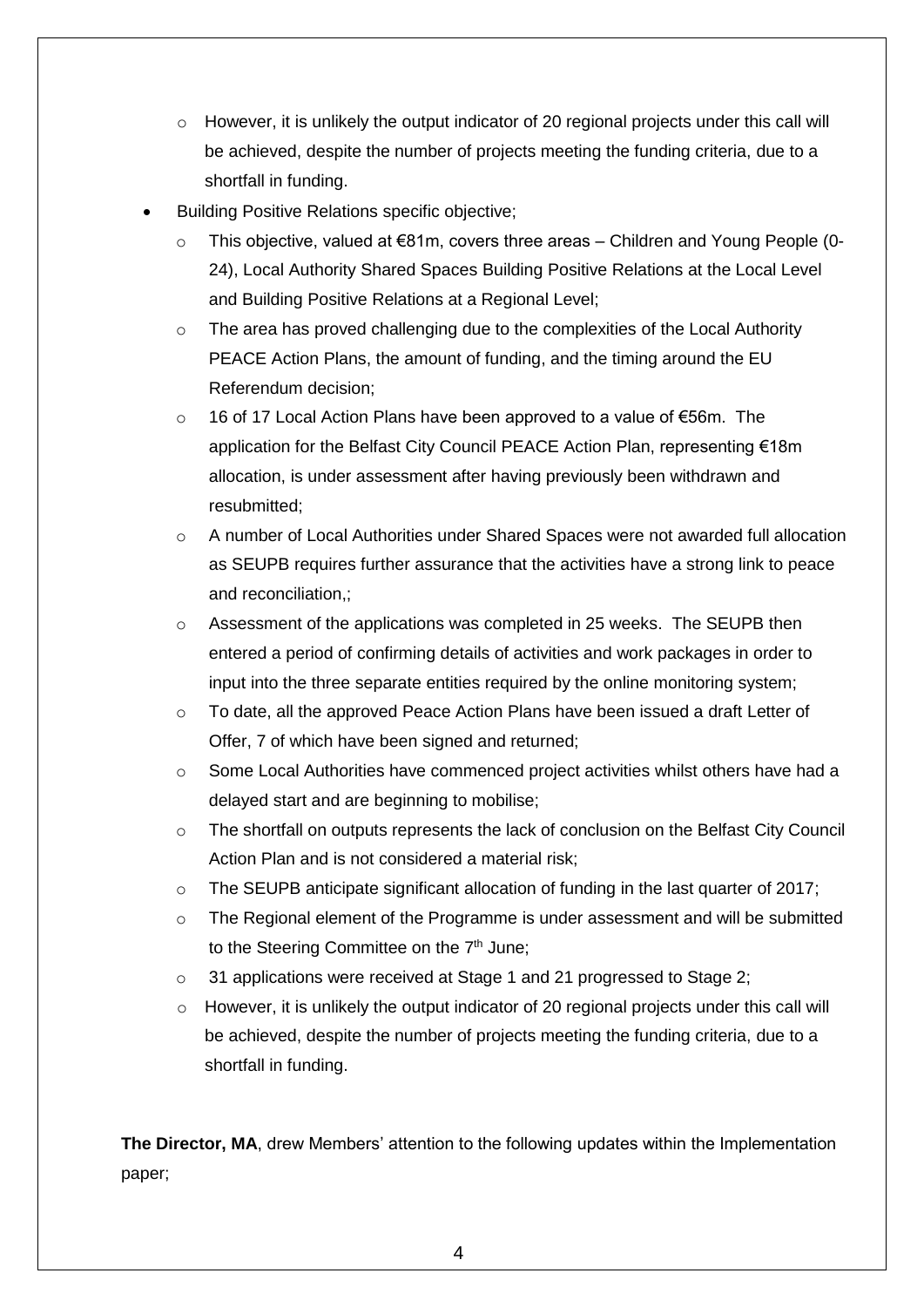- However, it is unlikely the output indicator of 20 regional projects under this call will be achieved, despite the number of projects meeting the funding criteria, due to a shortfall in funding.
- Building Positive Relations specific objective;
  - This objective, valued at €81m, covers three areas – Children and Young People (0-24), Local Authority Shared Spaces Building Positive Relations at the Local Level and Building Positive Relations at a Regional Level;
  - The area has proved challenging due to the complexities of the Local Authority PEACE Action Plans, the amount of funding, and the timing around the EU Referendum decision;
  - 16 of 17 Local Action Plans have been approved to a value of €56m. The application for the Belfast City Council PEACE Action Plan, representing €18m allocation, is under assessment after having previously been withdrawn and resubmitted;
  - A number of Local Authorities under Shared Spaces were not awarded full allocation as SEUPB requires further assurance that the activities have a strong link to peace and reconciliation,;
  - Assessment of the applications was completed in 25 weeks. The SEUPB then entered a period of confirming details of activities and work packages in order to input into the three separate entities required by the online monitoring system;
  - To date, all the approved Peace Action Plans have been issued a draft Letter of Offer, 7 of which have been signed and returned;
  - Some Local Authorities have commenced project activities whilst others have had a delayed start and are beginning to mobilise;
  - The shortfall on outputs represents the lack of conclusion on the Belfast City Council Action Plan and is not considered a material risk;
  - The SEUPB anticipate significant allocation of funding in the last quarter of 2017;
  - The Regional element of the Programme is under assessment and will be submitted to the Steering Committee on the 7th June;
  - 31 applications were received at Stage 1 and 21 progressed to Stage 2;
  - However, it is unlikely the output indicator of 20 regional projects under this call will be achieved, despite the number of projects meeting the funding criteria, due to a shortfall in funding.

**The Director, MA**, drew Members' attention to the following updates within the Implementation paper;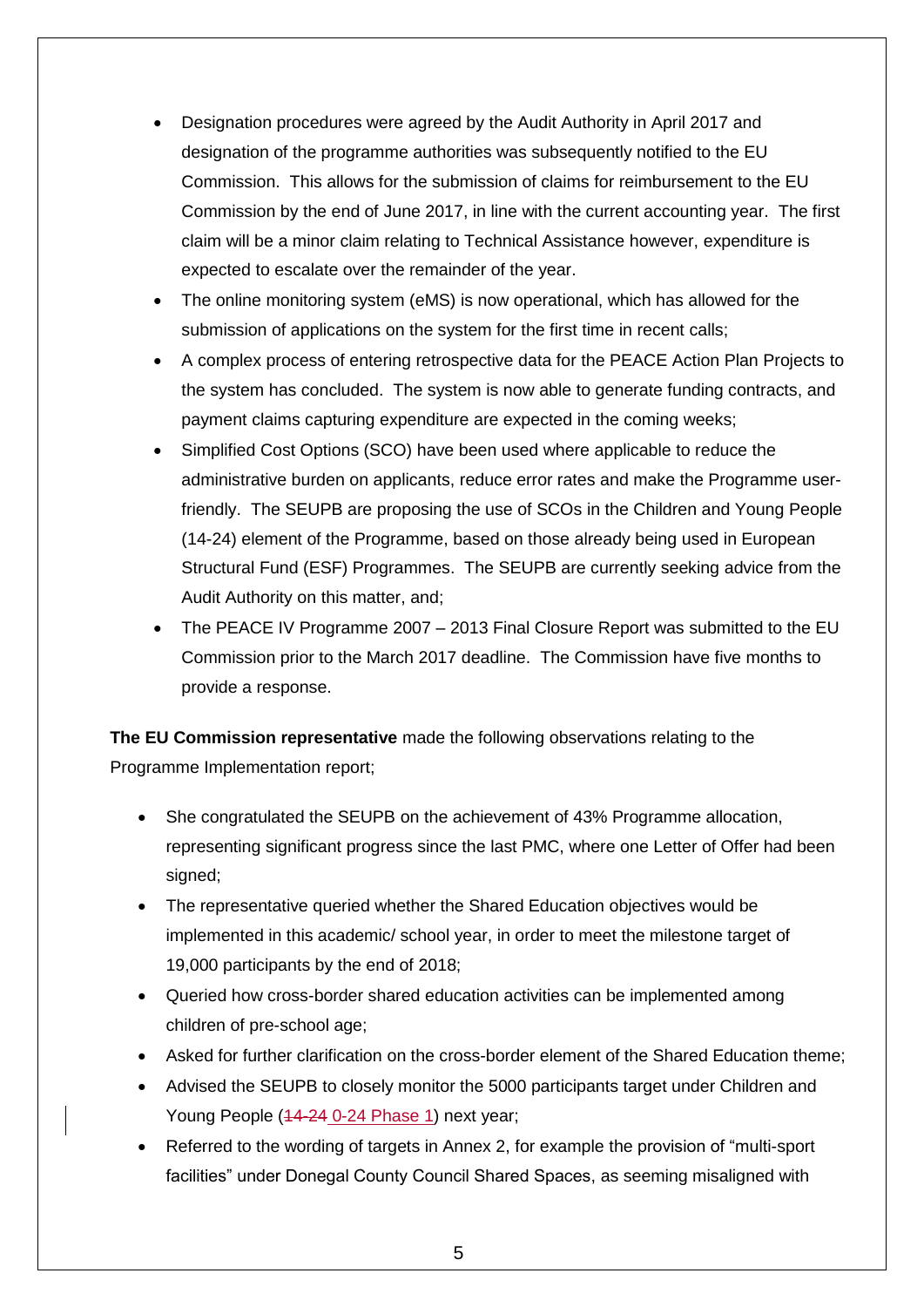- Designation procedures were agreed by the Audit Authority in April 2017 and designation of the programme authorities was subsequently notified to the EU Commission. This allows for the submission of claims for reimbursement to the EU Commission by the end of June 2017, in line with the current accounting year. The first claim will be a minor claim relating to Technical Assistance however, expenditure is expected to escalate over the remainder of the year.
- The online monitoring system (eMS) is now operational, which has allowed for the submission of applications on the system for the first time in recent calls;
- A complex process of entering retrospective data for the PEACE Action Plan Projects to the system has concluded. The system is now able to generate funding contracts, and payment claims capturing expenditure are expected in the coming weeks;
- Simplified Cost Options (SCO) have been used where applicable to reduce the administrative burden on applicants, reduce error rates and make the Programme user-friendly. The SEUPB are proposing the use of SCOs in the Children and Young People (14-24) element of the Programme, based on those already being used in European Structural Fund (ESF) Programmes. The SEUPB are currently seeking advice from the Audit Authority on this matter, and;
- The PEACE IV Programme 2007 – 2013 Final Closure Report was submitted to the EU Commission prior to the March 2017 deadline. The Commission have five months to provide a response.

**The EU Commission representative** made the following observations relating to the Programme Implementation report;

- She congratulated the SEUPB on the achievement of 43% Programme allocation, representing significant progress since the last PMC, where one Letter of Offer had been signed;
- The representative queried whether the Shared Education objectives would be implemented in this academic/ school year, in order to meet the milestone target of 19,000 participants by the end of 2018;
- Queried how cross-border shared education activities can be implemented among children of pre-school age;
- Asked for further clarification on the cross-border element of the Shared Education theme;
- Advised the SEUPB to closely monitor the 5000 participants target under Children and Young People (~~14-24~~ 0-24 Phase 1) next year;
- Referred to the wording of targets in Annex 2, for example the provision of "multi-sport facilities" under Donegal County Council Shared Spaces, as seeming misaligned with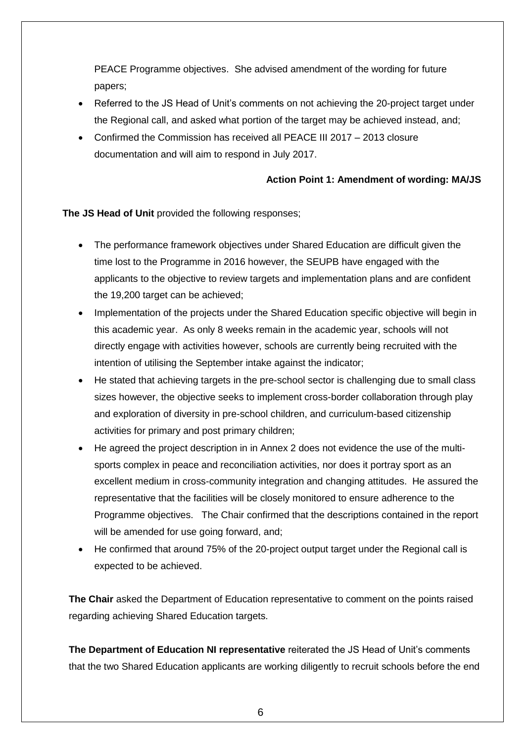PEACE Programme objectives. She advised amendment of the wording for future papers;

- Referred to the JS Head of Unit's comments on not achieving the 20-project target under the Regional call, and asked what portion of the target may be achieved instead, and;
- Confirmed the Commission has received all PEACE III 2017 – 2013 closure documentation and will aim to respond in July 2017.

**Action Point 1: Amendment of wording: MA/JS**

**The JS Head of Unit** provided the following responses;

- The performance framework objectives under Shared Education are difficult given the time lost to the Programme in 2016 however, the SEUPB have engaged with the applicants to the objective to review targets and implementation plans and are confident the 19,200 target can be achieved;
- Implementation of the projects under the Shared Education specific objective will begin in this academic year. As only 8 weeks remain in the academic year, schools will not directly engage with activities however, schools are currently being recruited with the intention of utilising the September intake against the indicator;
- He stated that achieving targets in the pre-school sector is challenging due to small class sizes however, the objective seeks to implement cross-border collaboration through play and exploration of diversity in pre-school children, and curriculum-based citizenship activities for primary and post primary children;
- He agreed the project description in in Annex 2 does not evidence the use of the multi-sports complex in peace and reconciliation activities, nor does it portray sport as an excellent medium in cross-community integration and changing attitudes. He assured the representative that the facilities will be closely monitored to ensure adherence to the Programme objectives. The Chair confirmed that the descriptions contained in the report will be amended for use going forward, and;
- He confirmed that around 75% of the 20-project output target under the Regional call is expected to be achieved.

**The Chair** asked the Department of Education representative to comment on the points raised regarding achieving Shared Education targets.

**The Department of Education NI representative** reiterated the JS Head of Unit's comments that the two Shared Education applicants are working diligently to recruit schools before the end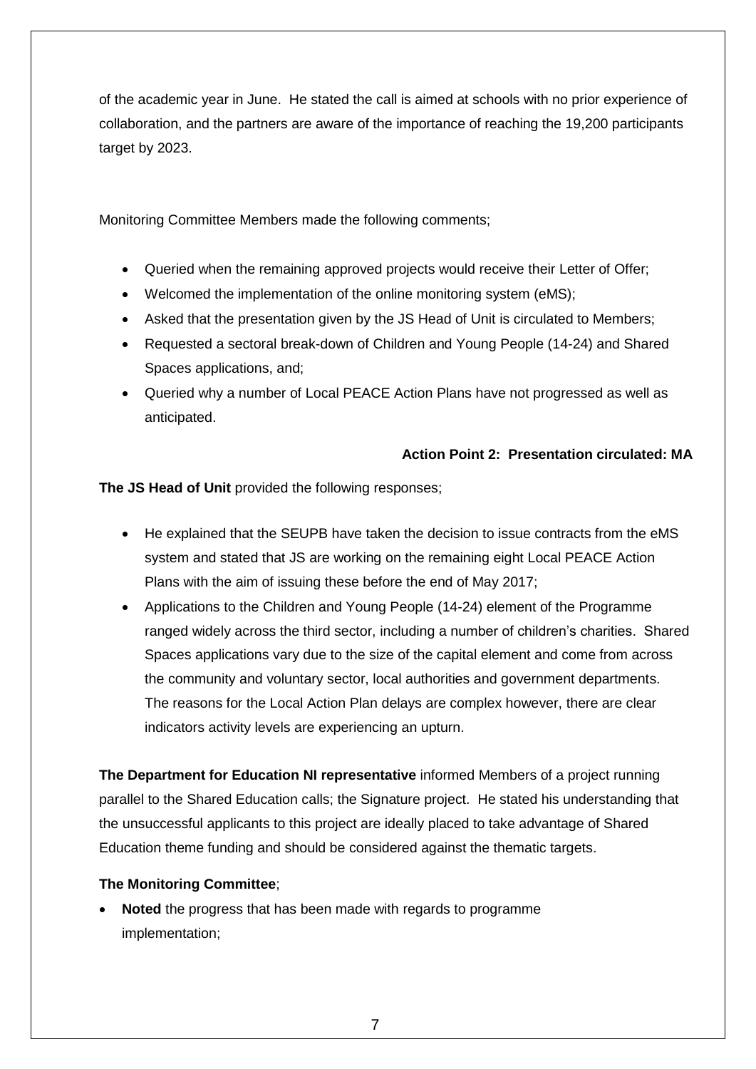of the academic year in June. He stated the call is aimed at schools with no prior experience of collaboration, and the partners are aware of the importance of reaching the 19,200 participants target by 2023.

Monitoring Committee Members made the following comments;

- Queried when the remaining approved projects would receive their Letter of Offer;
- Welcomed the implementation of the online monitoring system (eMS);
- Asked that the presentation given by the JS Head of Unit is circulated to Members;
- Requested a sectoral break-down of Children and Young People (14-24) and Shared Spaces applications, and;
- Queried why a number of Local PEACE Action Plans have not progressed as well as anticipated.

**Action Point 2: Presentation circulated: MA**

**The JS Head of Unit** provided the following responses;

- He explained that the SEUPB have taken the decision to issue contracts from the eMS system and stated that JS are working on the remaining eight Local PEACE Action Plans with the aim of issuing these before the end of May 2017;
- Applications to the Children and Young People (14-24) element of the Programme ranged widely across the third sector, including a number of children's charities. Shared Spaces applications vary due to the size of the capital element and come from across the community and voluntary sector, local authorities and government departments. The reasons for the Local Action Plan delays are complex however, there are clear indicators activity levels are experiencing an upturn.

**The Department for Education NI representative** informed Members of a project running parallel to the Shared Education calls; the Signature project. He stated his understanding that the unsuccessful applicants to this project are ideally placed to take advantage of Shared Education theme funding and should be considered against the thematic targets.

**The Monitoring Committee**;

- **Noted** the progress that has been made with regards to programme implementation;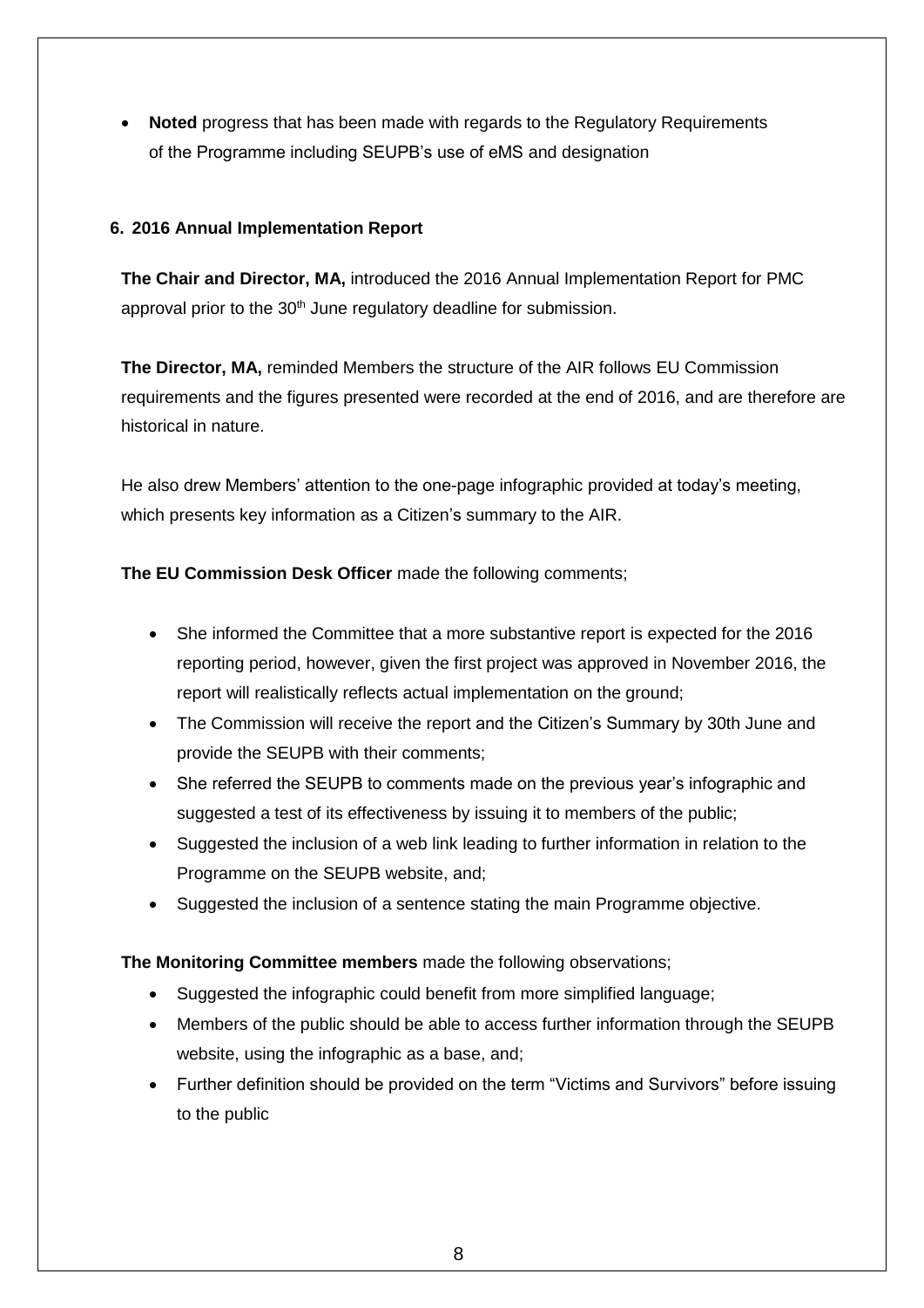- **Noted** progress that has been made with regards to the Regulatory Requirements of the Programme including SEUPB's use of eMS and designation

## 6. 2016 Annual Implementation Report

**The Chair and Director, MA,** introduced the 2016 Annual Implementation Report for PMC approval prior to the 30th June regulatory deadline for submission.

**The Director, MA,** reminded Members the structure of the AIR follows EU Commission requirements and the figures presented were recorded at the end of 2016, and are therefore are historical in nature.

He also drew Members' attention to the one-page infographic provided at today's meeting, which presents key information as a Citizen's summary to the AIR.

**The EU Commission Desk Officer** made the following comments;

- She informed the Committee that a more substantive report is expected for the 2016 reporting period, however, given the first project was approved in November 2016, the report will realistically reflects actual implementation on the ground;
- The Commission will receive the report and the Citizen's Summary by 30th June and provide the SEUPB with their comments;
- She referred the SEUPB to comments made on the previous year's infographic and suggested a test of its effectiveness by issuing it to members of the public;
- Suggested the inclusion of a web link leading to further information in relation to the Programme on the SEUPB website, and;
- Suggested the inclusion of a sentence stating the main Programme objective.

**The Monitoring Committee members** made the following observations;

- Suggested the infographic could benefit from more simplified language;
- Members of the public should be able to access further information through the SEUPB website, using the infographic as a base, and;
- Further definition should be provided on the term "Victims and Survivors" before issuing to the public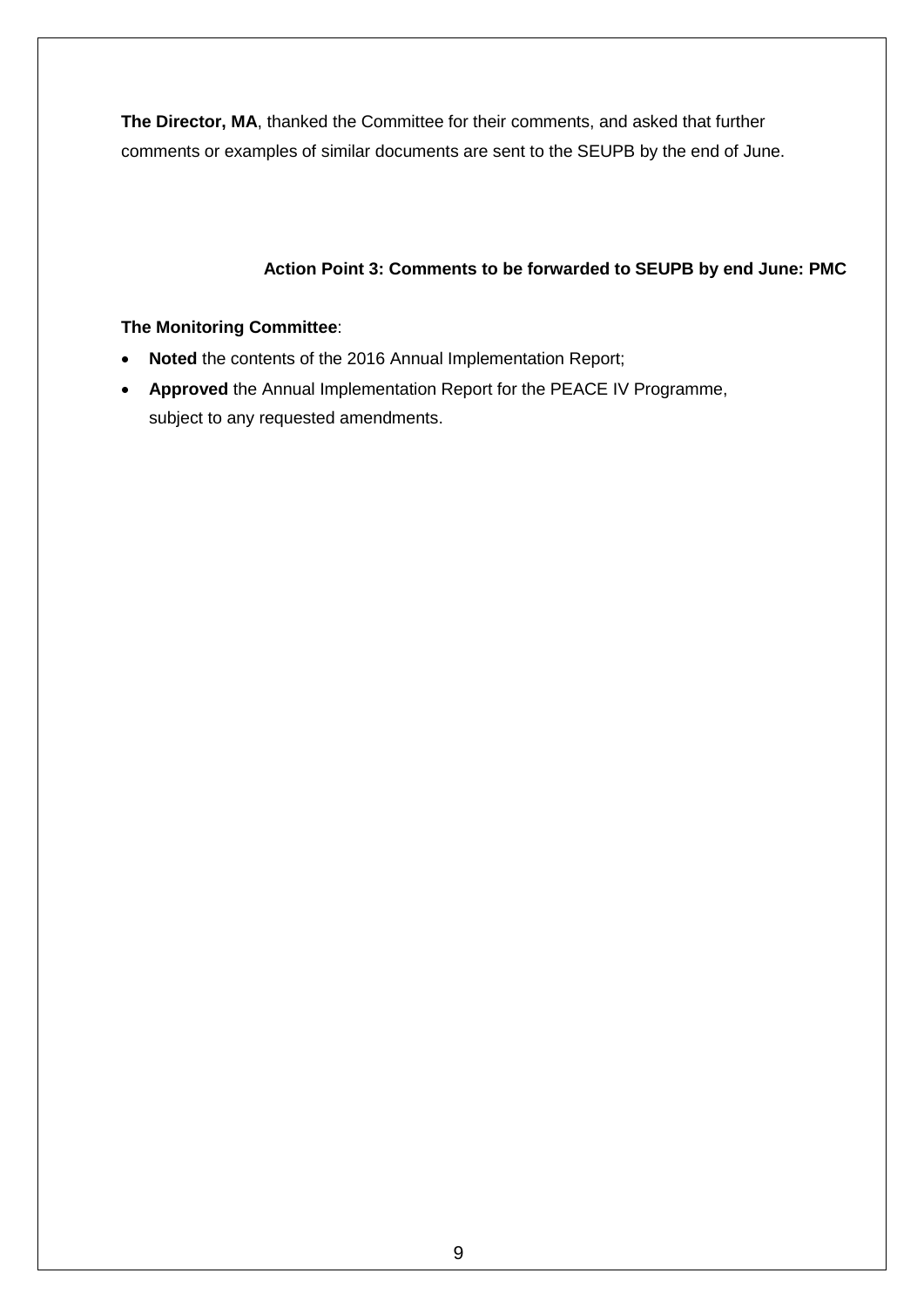**The Director, MA**, thanked the Committee for their comments, and asked that further comments or examples of similar documents are sent to the SEUPB by the end of June.

**Action Point 3: Comments to be forwarded to SEUPB by end June: PMC**

**The Monitoring Committee**:

- **Noted** the contents of the 2016 Annual Implementation Report;
- **Approved** the Annual Implementation Report for the PEACE IV Programme, subject to any requested amendments.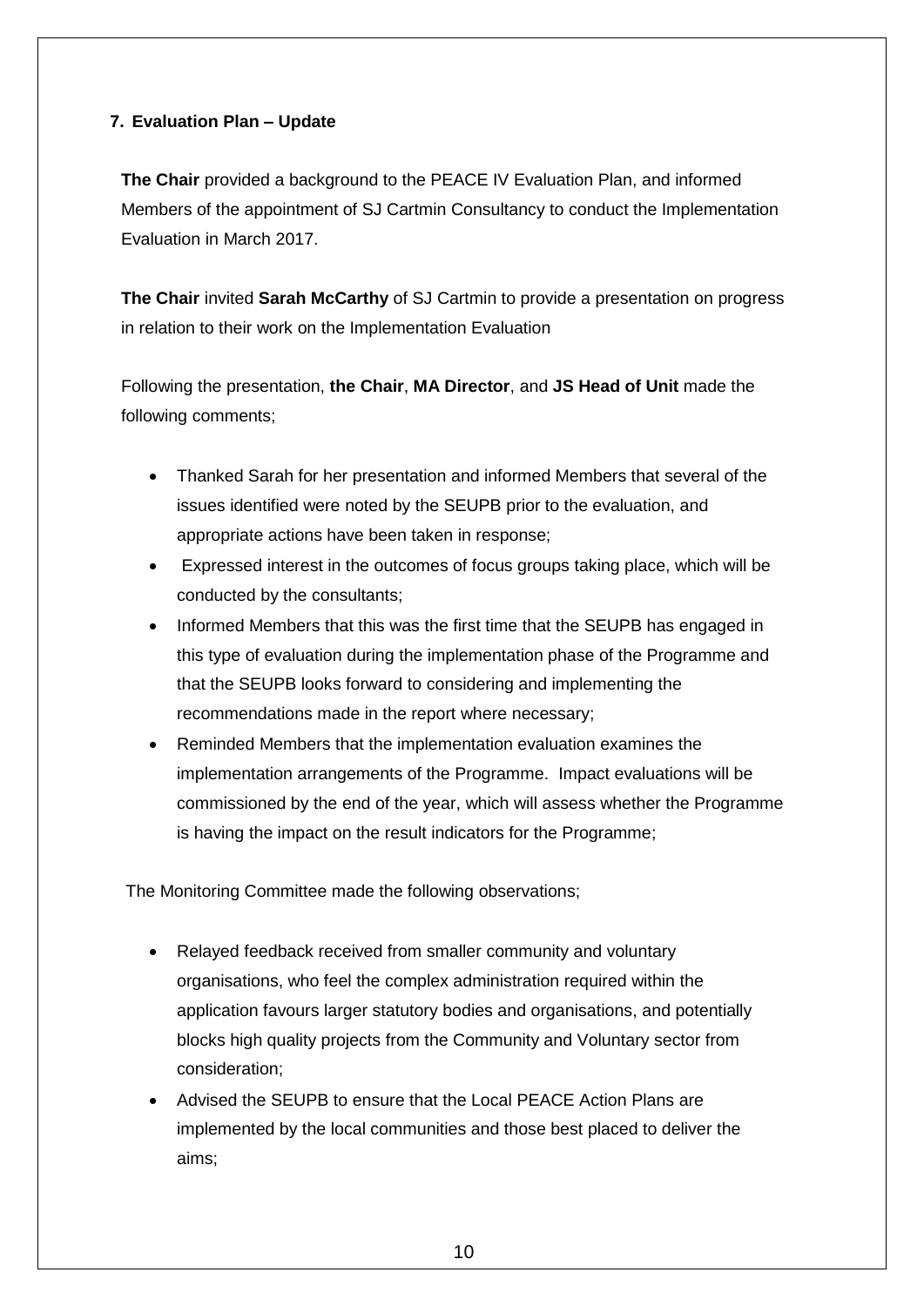## 7. Evaluation Plan – Update

**The Chair** provided a background to the PEACE IV Evaluation Plan, and informed Members of the appointment of SJ Cartmin Consultancy to conduct the Implementation Evaluation in March 2017.

**The Chair** invited **Sarah McCarthy** of SJ Cartmin to provide a presentation on progress in relation to their work on the Implementation Evaluation

Following the presentation, **the Chair**, **MA Director**, and **JS Head of Unit** made the following comments;

- Thanked Sarah for her presentation and informed Members that several of the issues identified were noted by the SEUPB prior to the evaluation, and appropriate actions have been taken in response;
- Expressed interest in the outcomes of focus groups taking place, which will be conducted by the consultants;
- Informed Members that this was the first time that the SEUPB has engaged in this type of evaluation during the implementation phase of the Programme and that the SEUPB looks forward to considering and implementing the recommendations made in the report where necessary;
- Reminded Members that the implementation evaluation examines the implementation arrangements of the Programme. Impact evaluations will be commissioned by the end of the year, which will assess whether the Programme is having the impact on the result indicators for the Programme;

The Monitoring Committee made the following observations;

- Relayed feedback received from smaller community and voluntary organisations, who feel the complex administration required within the application favours larger statutory bodies and organisations, and potentially blocks high quality projects from the Community and Voluntary sector from consideration;
- Advised the SEUPB to ensure that the Local PEACE Action Plans are implemented by the local communities and those best placed to deliver the aims;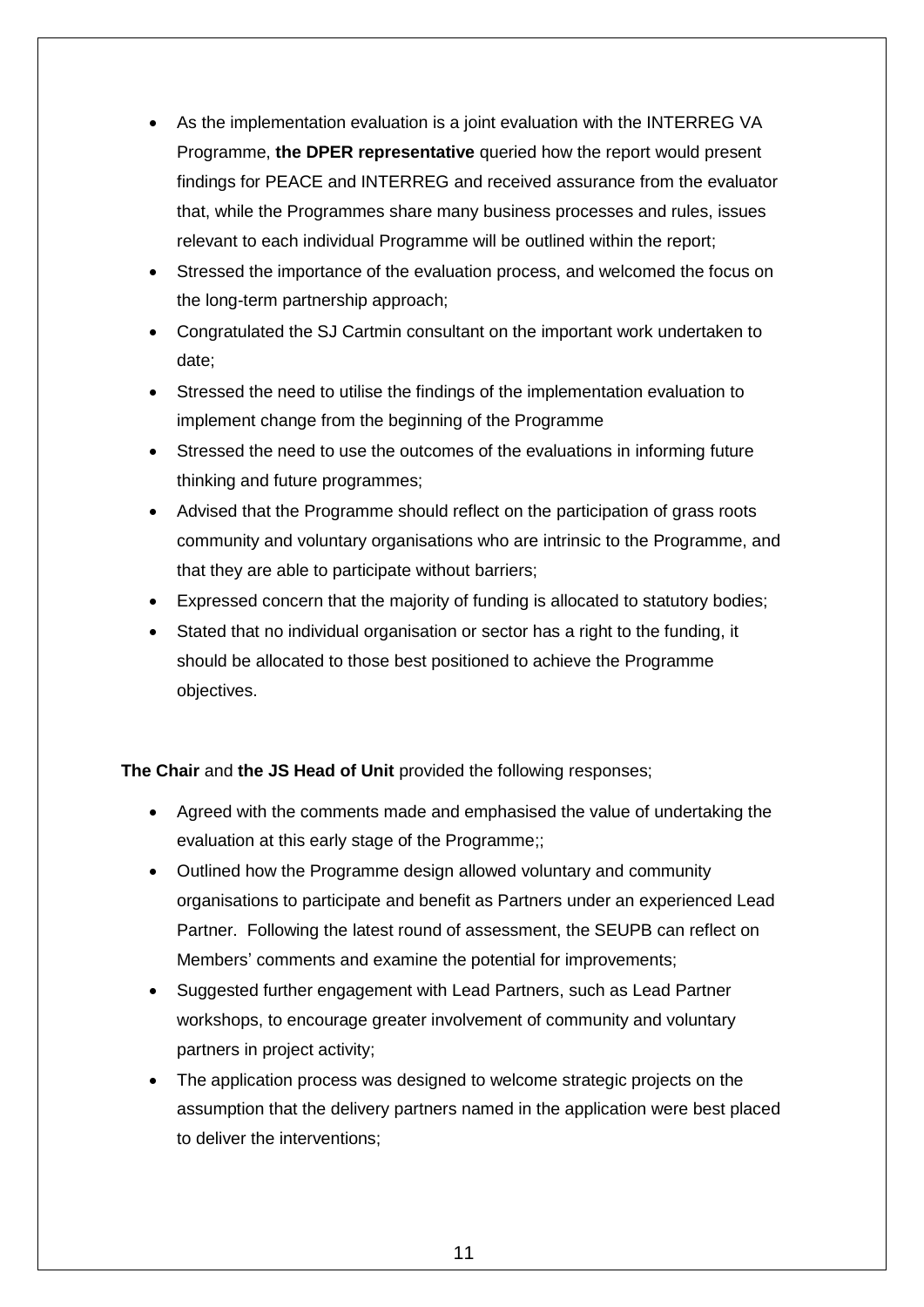- As the implementation evaluation is a joint evaluation with the INTERREG VA Programme, **the DPER representative** queried how the report would present findings for PEACE and INTERREG and received assurance from the evaluator that, while the Programmes share many business processes and rules, issues relevant to each individual Programme will be outlined within the report;
- Stressed the importance of the evaluation process, and welcomed the focus on the long-term partnership approach;
- Congratulated the SJ Cartmin consultant on the important work undertaken to date;
- Stressed the need to utilise the findings of the implementation evaluation to implement change from the beginning of the Programme
- Stressed the need to use the outcomes of the evaluations in informing future thinking and future programmes;
- Advised that the Programme should reflect on the participation of grass roots community and voluntary organisations who are intrinsic to the Programme, and that they are able to participate without barriers;
- Expressed concern that the majority of funding is allocated to statutory bodies;
- Stated that no individual organisation or sector has a right to the funding, it should be allocated to those best positioned to achieve the Programme objectives.

**The Chair** and **the JS Head of Unit** provided the following responses;

- Agreed with the comments made and emphasised the value of undertaking the evaluation at this early stage of the Programme;;
- Outlined how the Programme design allowed voluntary and community organisations to participate and benefit as Partners under an experienced Lead Partner. Following the latest round of assessment, the SEUPB can reflect on Members' comments and examine the potential for improvements;
- Suggested further engagement with Lead Partners, such as Lead Partner workshops, to encourage greater involvement of community and voluntary partners in project activity;
- The application process was designed to welcome strategic projects on the assumption that the delivery partners named in the application were best placed to deliver the interventions;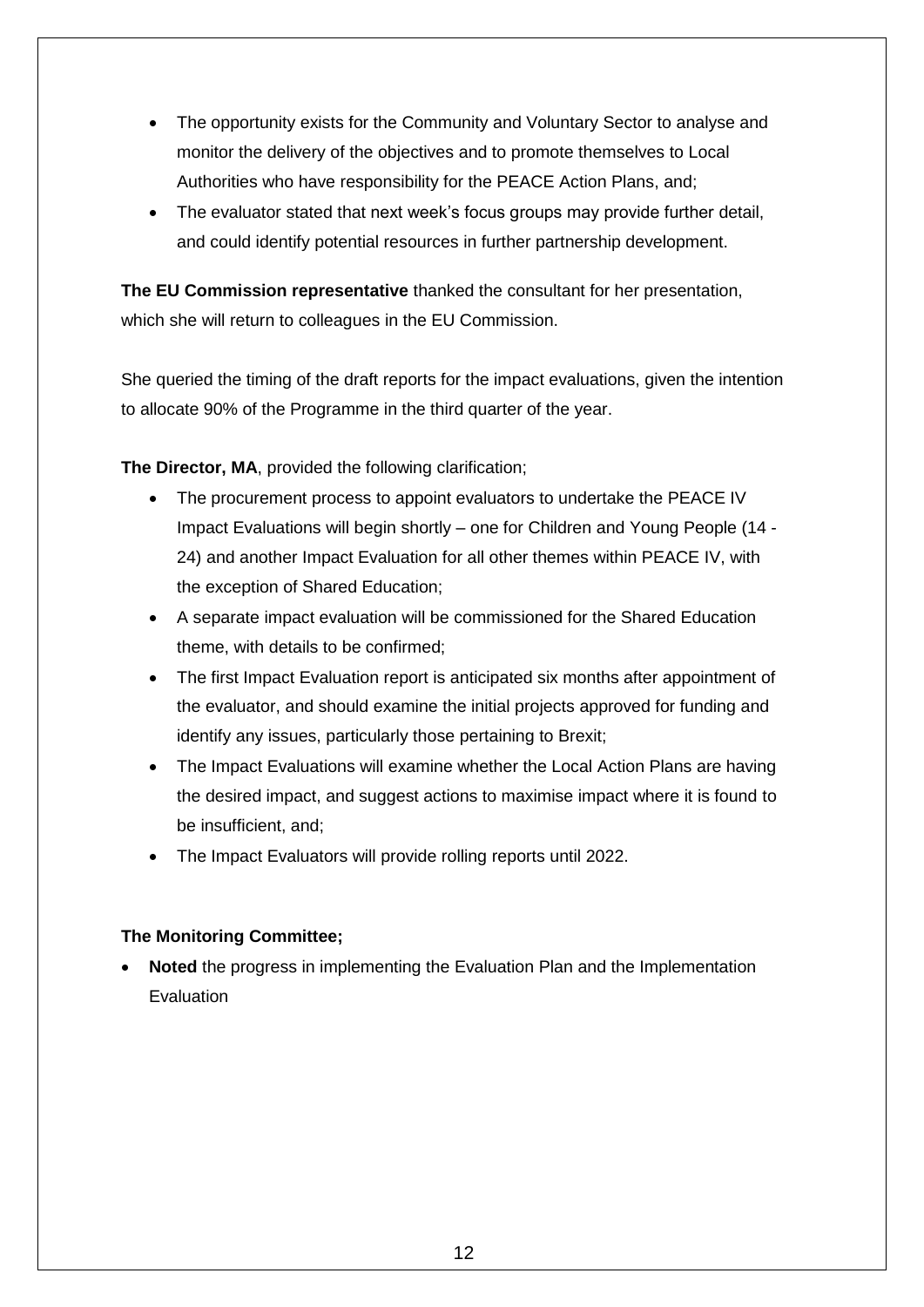- The opportunity exists for the Community and Voluntary Sector to analyse and monitor the delivery of the objectives and to promote themselves to Local Authorities who have responsibility for the PEACE Action Plans, and;
- The evaluator stated that next week's focus groups may provide further detail, and could identify potential resources in further partnership development.

**The EU Commission representative** thanked the consultant for her presentation, which she will return to colleagues in the EU Commission.

She queried the timing of the draft reports for the impact evaluations, given the intention to allocate 90% of the Programme in the third quarter of the year.

**The Director, MA**, provided the following clarification;

- The procurement process to appoint evaluators to undertake the PEACE IV Impact Evaluations will begin shortly – one for Children and Young People (14 - 24) and another Impact Evaluation for all other themes within PEACE IV, with the exception of Shared Education;
- A separate impact evaluation will be commissioned for the Shared Education theme, with details to be confirmed;
- The first Impact Evaluation report is anticipated six months after appointment of the evaluator, and should examine the initial projects approved for funding and identify any issues, particularly those pertaining to Brexit;
- The Impact Evaluations will examine whether the Local Action Plans are having the desired impact, and suggest actions to maximise impact where it is found to be insufficient, and;
- The Impact Evaluators will provide rolling reports until 2022.

**The Monitoring Committee;**

- **Noted** the progress in implementing the Evaluation Plan and the Implementation Evaluation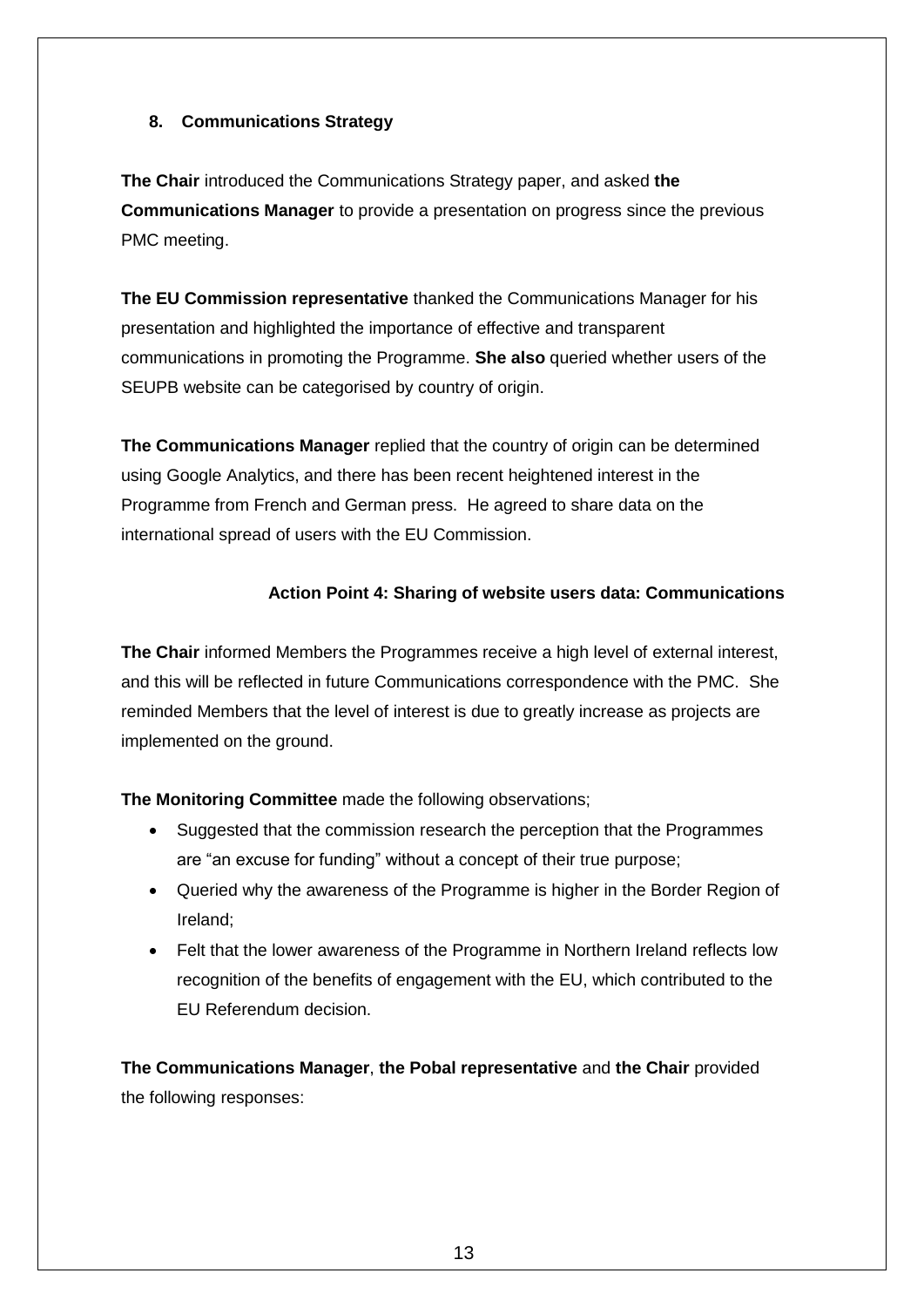## 8. Communications Strategy

**The Chair** introduced the Communications Strategy paper, and asked **the Communications Manager** to provide a presentation on progress since the previous PMC meeting.

**The EU Commission representative** thanked the Communications Manager for his presentation and highlighted the importance of effective and transparent communications in promoting the Programme. **She also** queried whether users of the SEUPB website can be categorised by country of origin.

**The Communications Manager** replied that the country of origin can be determined using Google Analytics, and there has been recent heightened interest in the Programme from French and German press. He agreed to share data on the international spread of users with the EU Commission.

**Action Point 4: Sharing of website users data: Communications**

**The Chair** informed Members the Programmes receive a high level of external interest, and this will be reflected in future Communications correspondence with the PMC. She reminded Members that the level of interest is due to greatly increase as projects are implemented on the ground.

**The Monitoring Committee** made the following observations;

- Suggested that the commission research the perception that the Programmes are "an excuse for funding" without a concept of their true purpose;
- Queried why the awareness of the Programme is higher in the Border Region of Ireland;
- Felt that the lower awareness of the Programme in Northern Ireland reflects low recognition of the benefits of engagement with the EU, which contributed to the EU Referendum decision.

**The Communications Manager**, **the Pobal representative** and **the Chair** provided the following responses: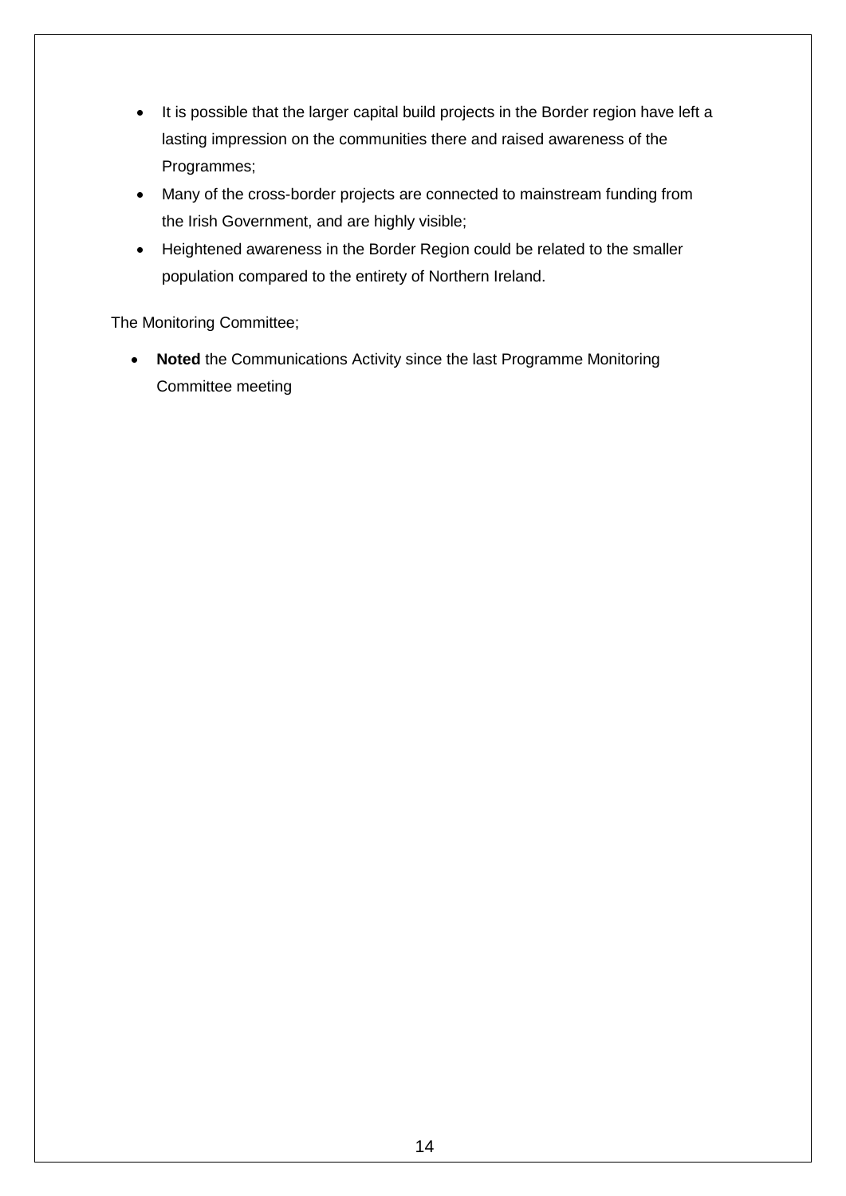- It is possible that the larger capital build projects in the Border region have left a lasting impression on the communities there and raised awareness of the Programmes;
- Many of the cross-border projects are connected to mainstream funding from the Irish Government, and are highly visible;
- Heightened awareness in the Border Region could be related to the smaller population compared to the entirety of Northern Ireland.

The Monitoring Committee;

- **Noted** the Communications Activity since the last Programme Monitoring Committee meeting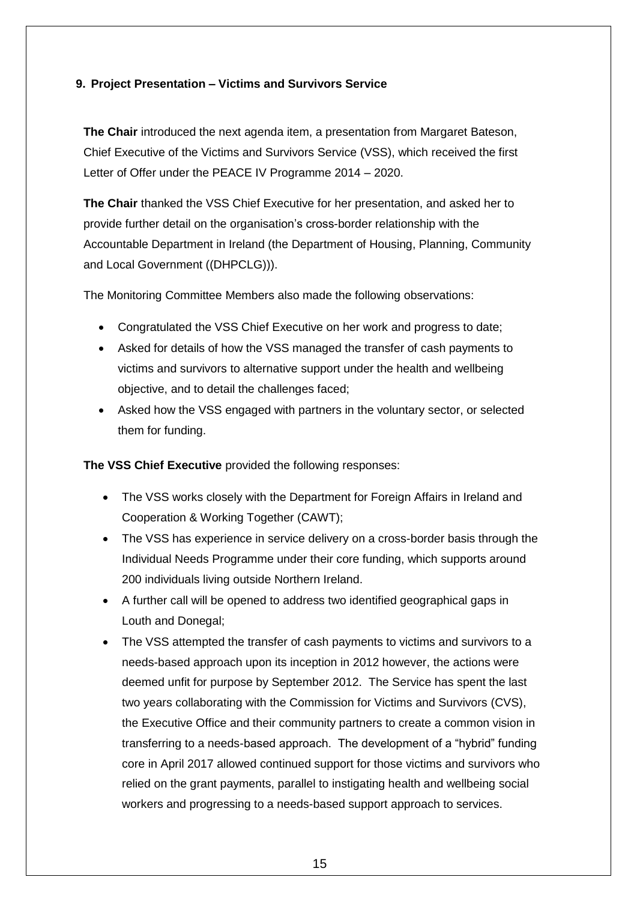**9. Project Presentation – Victims and Survivors Service**

**The Chair** introduced the next agenda item, a presentation from Margaret Bateson, Chief Executive of the Victims and Survivors Service (VSS), which received the first Letter of Offer under the PEACE IV Programme 2014 – 2020.

**The Chair** thanked the VSS Chief Executive for her presentation, and asked her to provide further detail on the organisation's cross-border relationship with the Accountable Department in Ireland (the Department of Housing, Planning, Community and Local Government ((DHPCLG))).

The Monitoring Committee Members also made the following observations:

- Congratulated the VSS Chief Executive on her work and progress to date;
- Asked for details of how the VSS managed the transfer of cash payments to victims and survivors to alternative support under the health and wellbeing objective, and to detail the challenges faced;
- Asked how the VSS engaged with partners in the voluntary sector, or selected them for funding.

**The VSS Chief Executive** provided the following responses:

- The VSS works closely with the Department for Foreign Affairs in Ireland and Cooperation & Working Together (CAWT);
- The VSS has experience in service delivery on a cross-border basis through the Individual Needs Programme under their core funding, which supports around 200 individuals living outside Northern Ireland.
- A further call will be opened to address two identified geographical gaps in Louth and Donegal;
- The VSS attempted the transfer of cash payments to victims and survivors to a needs-based approach upon its inception in 2012 however, the actions were deemed unfit for purpose by September 2012. The Service has spent the last two years collaborating with the Commission for Victims and Survivors (CVS), the Executive Office and their community partners to create a common vision in transferring to a needs-based approach. The development of a "hybrid" funding core in April 2017 allowed continued support for those victims and survivors who relied on the grant payments, parallel to instigating health and wellbeing social workers and progressing to a needs-based support approach to services.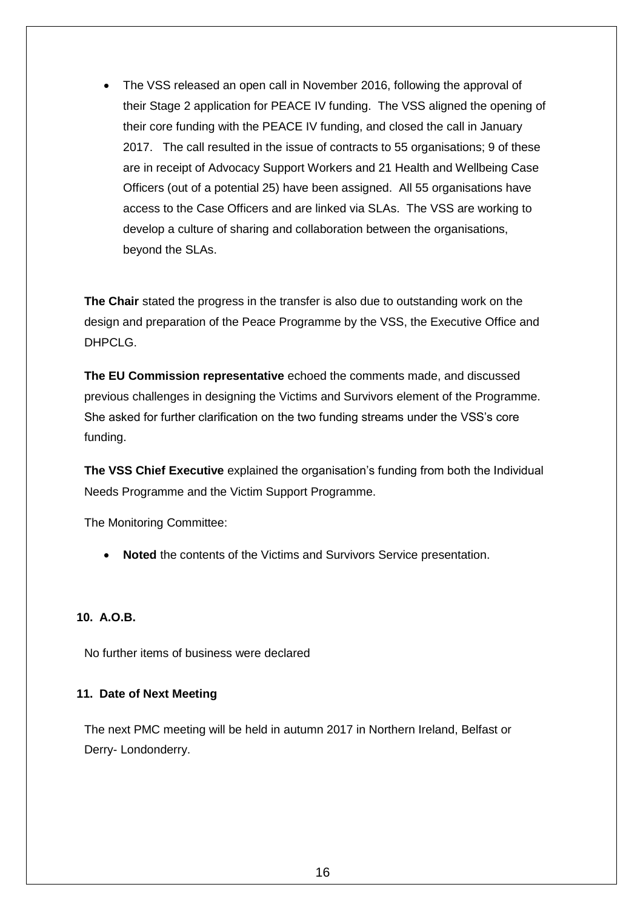- The VSS released an open call in November 2016, following the approval of their Stage 2 application for PEACE IV funding. The VSS aligned the opening of their core funding with the PEACE IV funding, and closed the call in January 2017. The call resulted in the issue of contracts to 55 organisations; 9 of these are in receipt of Advocacy Support Workers and 21 Health and Wellbeing Case Officers (out of a potential 25) have been assigned. All 55 organisations have access to the Case Officers and are linked via SLAs. The VSS are working to develop a culture of sharing and collaboration between the organisations, beyond the SLAs.

**The Chair** stated the progress in the transfer is also due to outstanding work on the design and preparation of the Peace Programme by the VSS, the Executive Office and DHPCLG.

**The EU Commission representative** echoed the comments made, and discussed previous challenges in designing the Victims and Survivors element of the Programme. She asked for further clarification on the two funding streams under the VSS's core funding.

**The VSS Chief Executive** explained the organisation's funding from both the Individual Needs Programme and the Victim Support Programme.

The Monitoring Committee:

- **Noted** the contents of the Victims and Survivors Service presentation.

**10. A.O.B.**

No further items of business were declared

**11. Date of Next Meeting**

The next PMC meeting will be held in autumn 2017 in Northern Ireland, Belfast or Derry- Londonderry.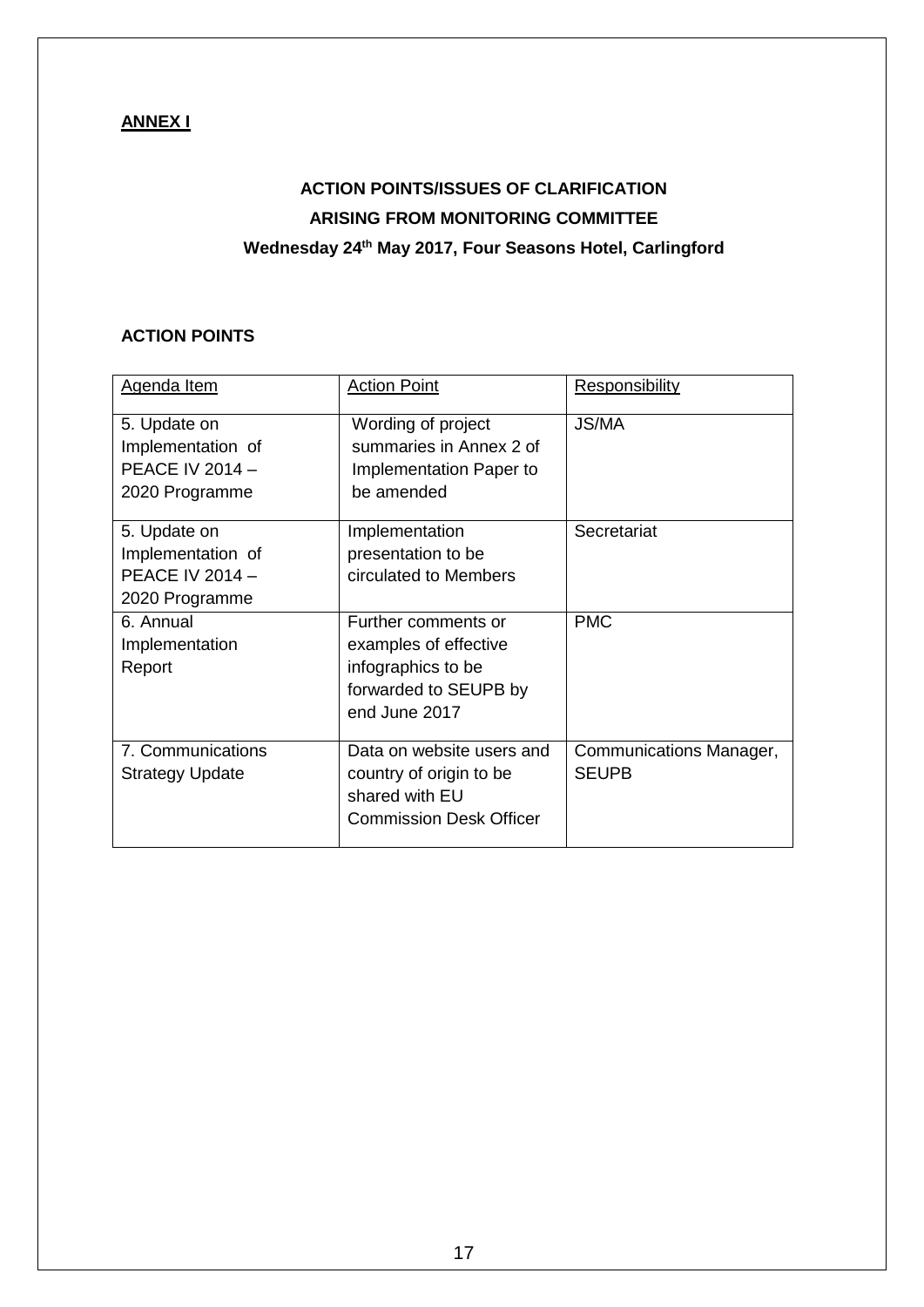**ANNEX I**

**ACTION POINTS/ISSUES OF CLARIFICATION**

**ARISING FROM MONITORING COMMITTEE**

**Wednesday 24th May 2017, Four Seasons Hotel, Carlingford**

**ACTION POINTS**

| Agenda Item | Action Point | Responsibility |
|---|---|---|
| 5. Update on Implementation of PEACE IV 2014 – 2020 Programme | Wording of project summaries in Annex 2 of Implementation Paper to be amended | JS/MA |
| 5. Update on Implementation of PEACE IV 2014 – 2020 Programme | Implementation presentation to be circulated to Members | Secretariat |
| 6. Annual Implementation Report | Further comments or examples of effective infographics to be forwarded to SEUPB by end June 2017 | PMC |
| 7. Communications Strategy Update | Data on website users and country of origin to be shared with EU Commission Desk Officer | Communications Manager, SEUPB |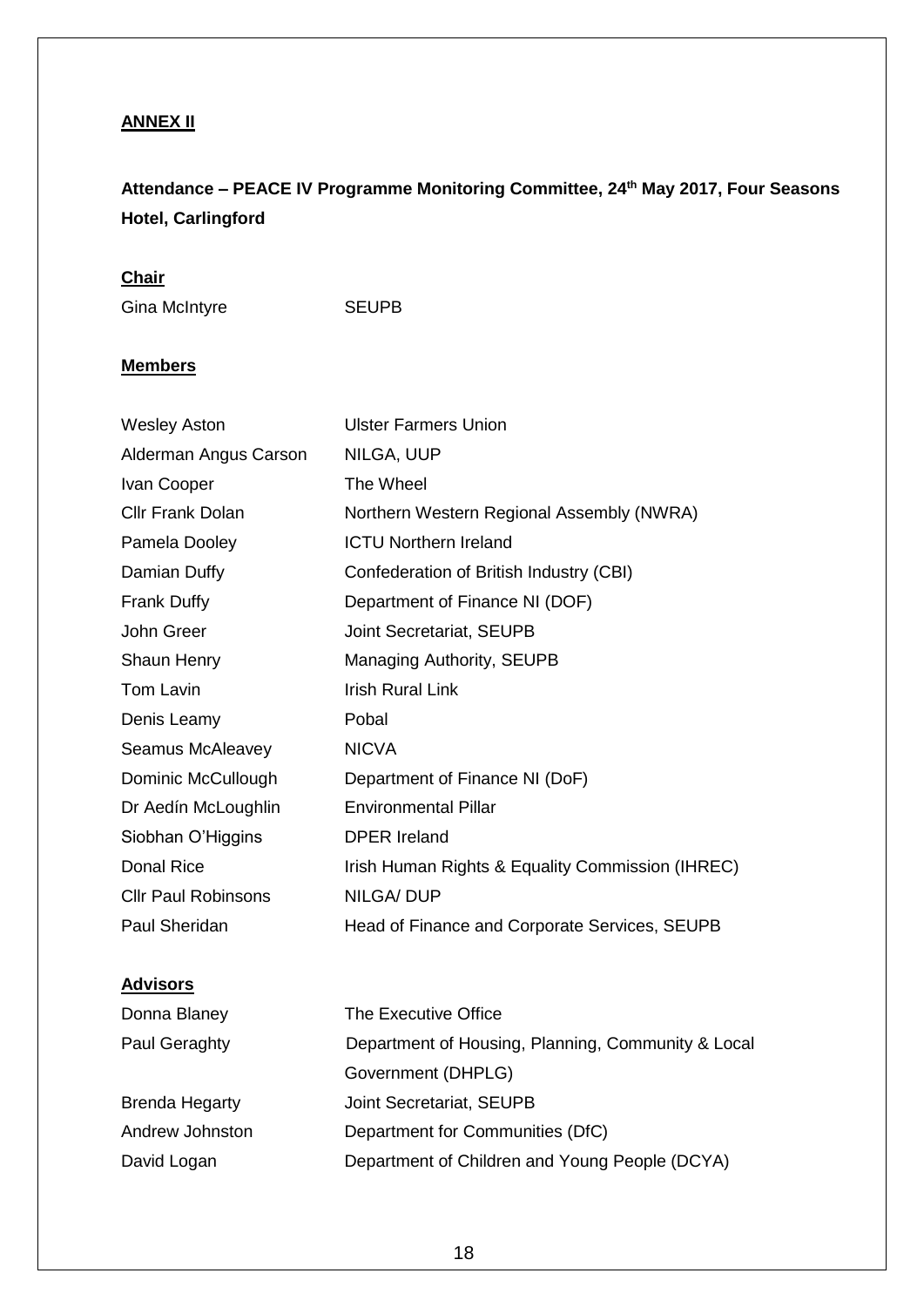**ANNEX II**

**Attendance – PEACE IV Programme Monitoring Committee, 24th May 2017, Four Seasons Hotel, Carlingford**

**Chair**

| | |
|---|---|
| Gina McIntyre | SEUPB |

**Members**

| | |
|---|---|
| Wesley Aston | Ulster Farmers Union |
| Alderman Angus Carson | NILGA, UUP |
| Ivan Cooper | The Wheel |
| Cllr Frank Dolan | Northern Western Regional Assembly (NWRA) |
| Pamela Dooley | ICTU Northern Ireland |
| Damian Duffy | Confederation of British Industry (CBI) |
| Frank Duffy | Department of Finance NI (DOF) |
| John Greer | Joint Secretariat, SEUPB |
| Shaun Henry | Managing Authority, SEUPB |
| Tom Lavin | Irish Rural Link |
| Denis Leamy | Pobal |
| Seamus McAleavey | NICVA |
| Dominic McCullough | Department of Finance NI (DoF) |
| Dr Aedín McLoughlin | Environmental Pillar |
| Siobhan O'Higgins | DPER Ireland |
| Donal Rice | Irish Human Rights & Equality Commission (IHREC) |
| Cllr Paul Robinsons | NILGA/ DUP |
| Paul Sheridan | Head of Finance and Corporate Services, SEUPB |

**Advisors**

| | |
|---|---|
| Donna Blaney | The Executive Office |
| Paul Geraghty | Department of Housing, Planning, Community & Local Government (DHPLG) |
| Brenda Hegarty | Joint Secretariat, SEUPB |
| Andrew Johnston | Department for Communities (DfC) |
| David Logan | Department of Children and Young People (DCYA) |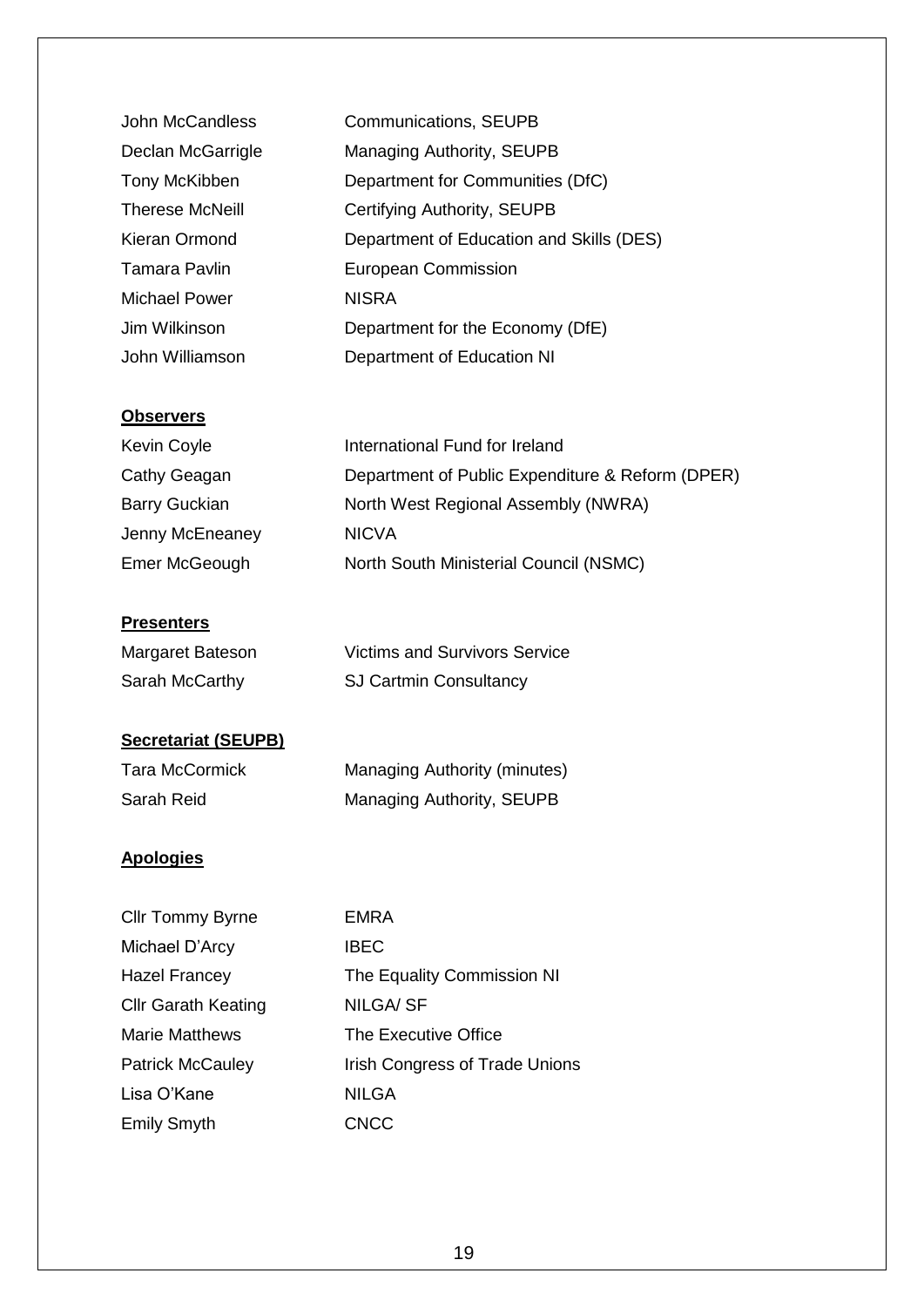| | |
|---|---|
| John McCandless | Communications, SEUPB |
| Declan McGarrigle | Managing Authority, SEUPB |
| Tony McKibben | Department for Communities (DfC) |
| Therese McNeill | Certifying Authority, SEUPB |
| Kieran Ormond | Department of Education and Skills (DES) |
| Tamara Pavlin | European Commission |
| Michael Power | NISRA |
| Jim Wilkinson | Department for the Economy (DfE) |
| John Williamson | Department of Education NI |

**Observers**

| | |
|---|---|
| Kevin Coyle | International Fund for Ireland |
| Cathy Geagan | Department of Public Expenditure & Reform (DPER) |
| Barry Guckian | North West Regional Assembly (NWRA) |
| Jenny McEneaney | NICVA |
| Emer McGeough | North South Ministerial Council (NSMC) |

**Presenters**

| | |
|---|---|
| Margaret Bateson | Victims and Survivors Service |
| Sarah McCarthy | SJ Cartmin Consultancy |

**Secretariat (SEUPB)**

| | |
|---|---|
| Tara McCormick | Managing Authority (minutes) |
| Sarah Reid | Managing Authority, SEUPB |

**Apologies**

| | |
|---|---|
| Cllr Tommy Byrne | EMRA |
| Michael D'Arcy | IBEC |
| Hazel Francey | The Equality Commission NI |
| Cllr Garath Keating | NILGA/ SF |
| Marie Matthews | The Executive Office |
| Patrick McCauley | Irish Congress of Trade Unions |
| Lisa O'Kane | NILGA |
| Emily Smyth | CNCC |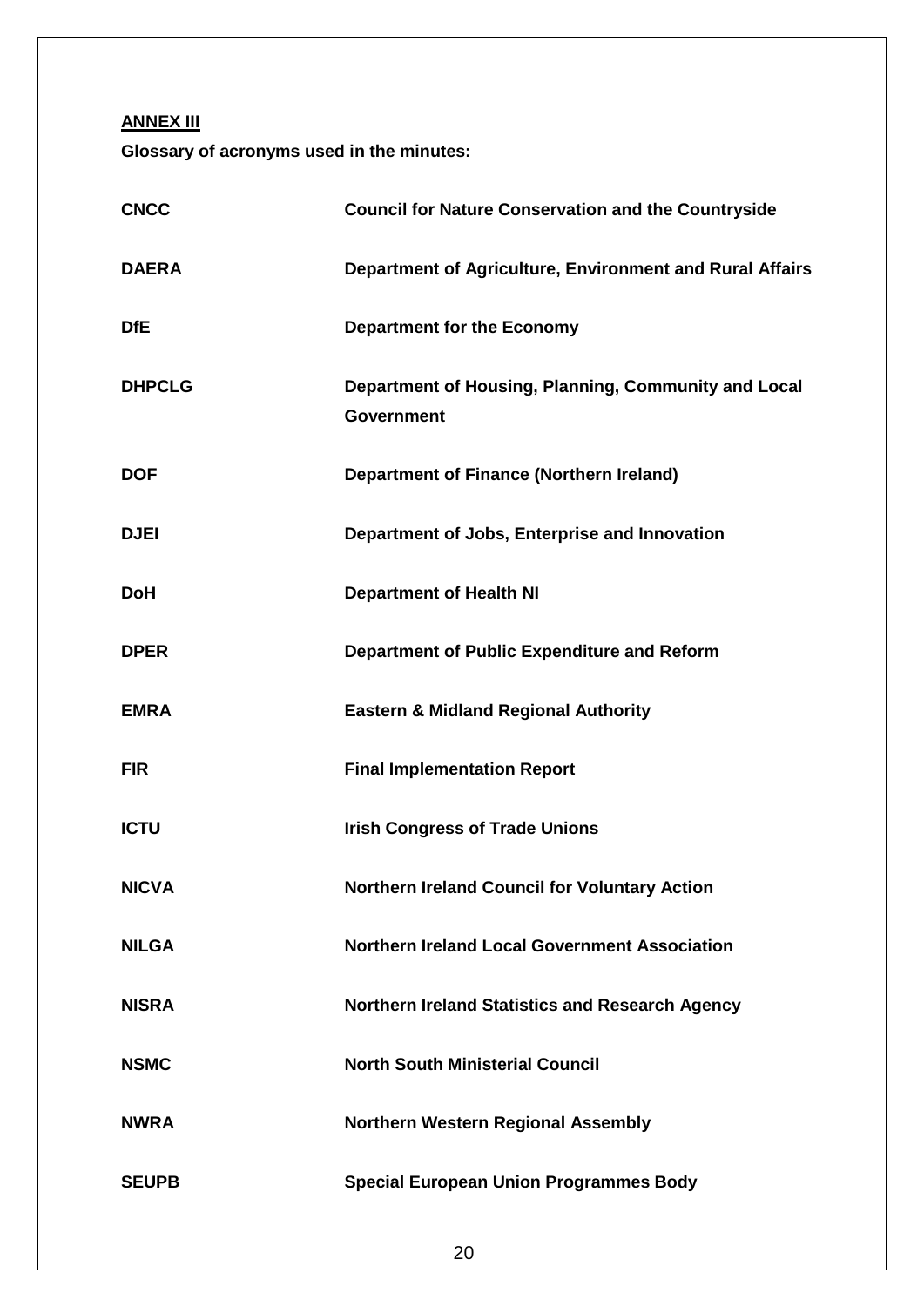**ANNEX III**

**Glossary of acronyms used in the minutes:**

| | |
|---|---|
| **CNCC** | **Council for Nature Conservation and the Countryside** |
| **DAERA** | **Department of Agriculture, Environment and Rural Affairs** |
| **DfE** | **Department for the Economy** |
| **DHPCLG** | **Department of Housing, Planning, Community and Local Government** |
| **DOF** | **Department of Finance (Northern Ireland)** |
| **DJEI** | **Department of Jobs, Enterprise and Innovation** |
| **DoH** | **Department of Health NI** |
| **DPER** | **Department of Public Expenditure and Reform** |
| **EMRA** | **Eastern & Midland Regional Authority** |
| **FIR** | **Final Implementation Report** |
| **ICTU** | **Irish Congress of Trade Unions** |
| **NICVA** | **Northern Ireland Council for Voluntary Action** |
| **NILGA** | **Northern Ireland Local Government Association** |
| **NISRA** | **Northern Ireland Statistics and Research Agency** |
| **NSMC** | **North South Ministerial Council** |
| **NWRA** | **Northern Western Regional Assembly** |
| **SEUPB** | **Special European Union Programmes Body** |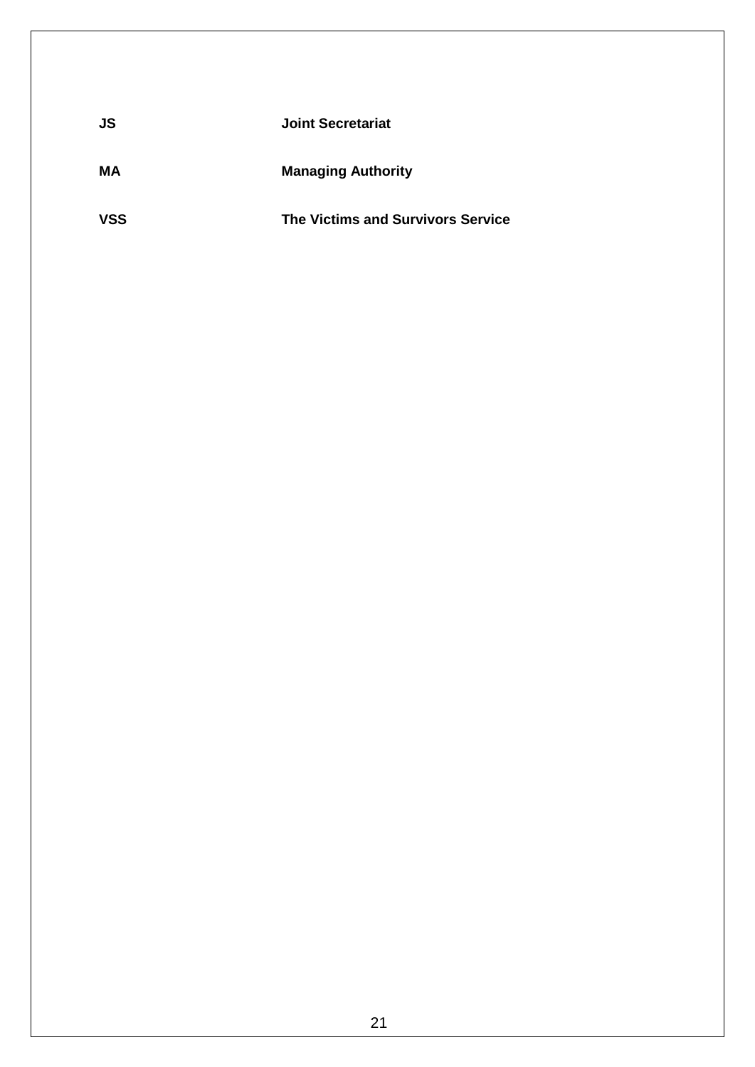| | |
|---|---|
| **JS** | **Joint Secretariat** |
| **MA** | **Managing Authority** |
| **VSS** | **The Victims and Survivors Service** |